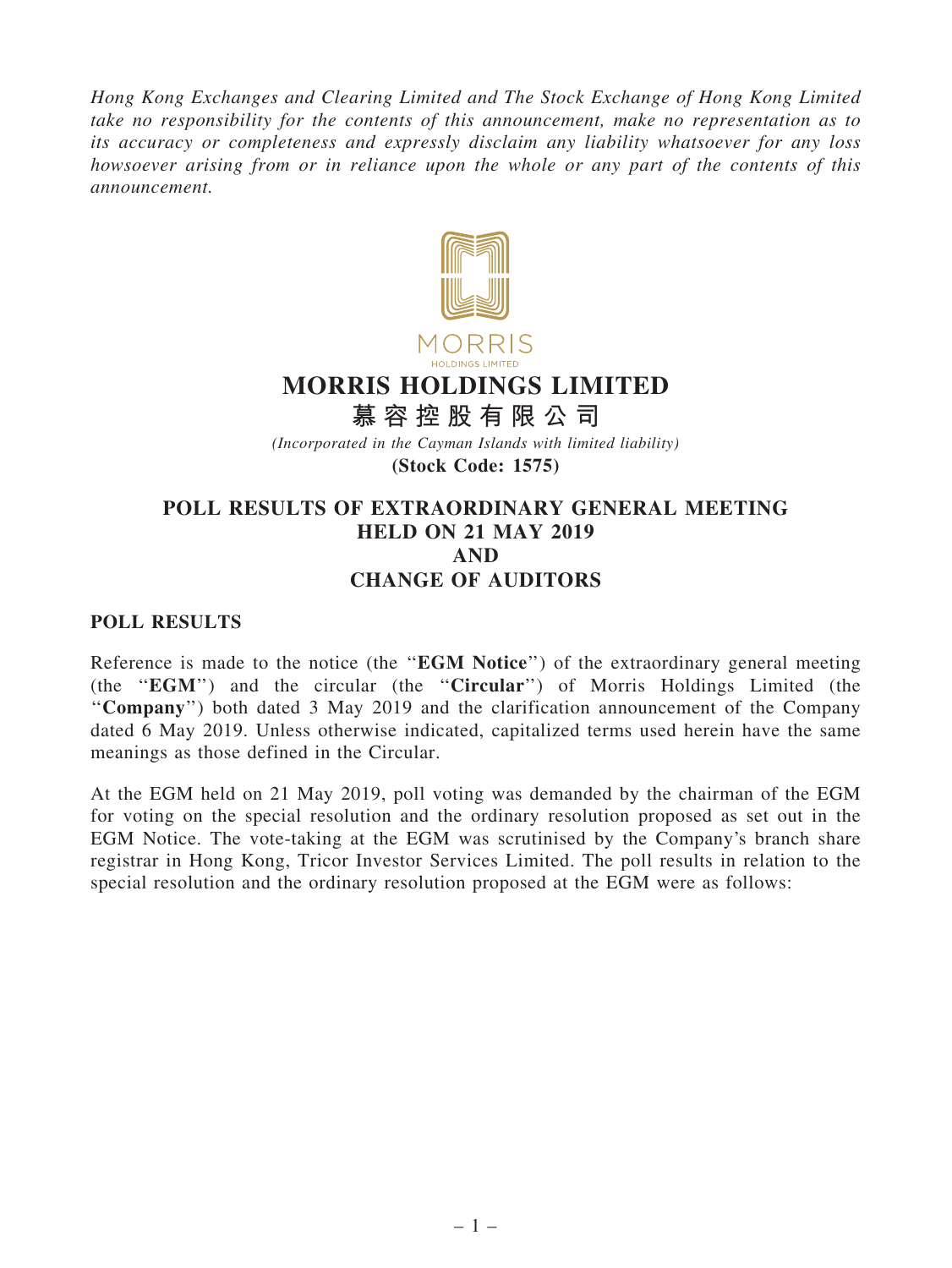*Hong Kong Exchanges and Clearing Limited and The Stock Exchange of Hong Kong Limited take no responsibility for the contents of this announcement, make no representation as to its accuracy or completeness and expressly disclaim any liability whatsoever for any loss howsoever arising from or in reliance upon the whole or any part of the contents of this announcement.*

# MORRIS HOLDINGS LIMITED

# 慕容控股有限公司

*(Incorporated in the Cayman Islands with limited liability)*

**(Stock Code: 1575)**

## POLL RESULTS OF EXTRAORDINARY GENERAL MEETING HELD ON 21 MAY 2019 AND CHANGE OF AUDITORS

### POLL RESULTS

Reference is made to the notice (the "**EGM Notice**") of the extraordinary general meeting (the "**EGM**") and the circular (the "**Circular**") of Morris Holdings Limited (the "**Company**") both dated 3 May 2019 and the clarification announcement of the Company dated 6 May 2019. Unless otherwise indicated, capitalized terms used herein have the same meanings as those defined in the Circular.

At the EGM held on 21 May 2019, poll voting was demanded by the chairman of the EGM for voting on the special resolution and the ordinary resolution proposed as set out in the EGM Notice. The vote-taking at the EGM was scrutinised by the Company's branch share registrar in Hong Kong, Tricor Investor Services Limited. The poll results in relation to the special resolution and the ordinary resolution proposed at the EGM were as follows: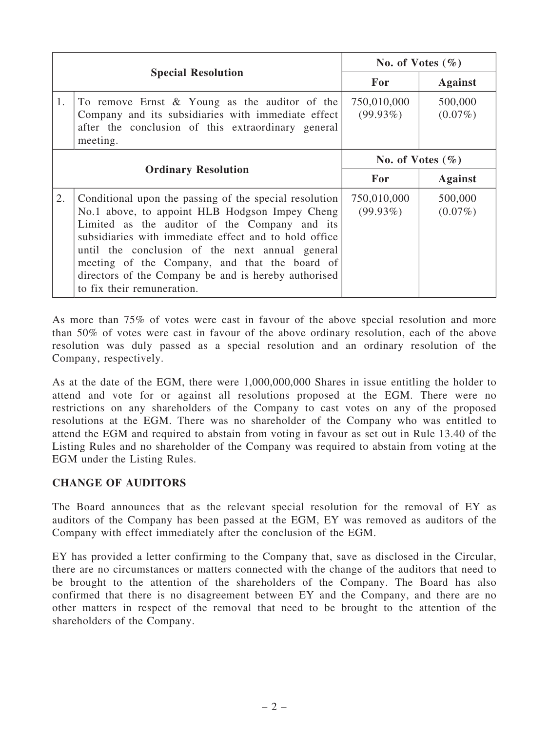| | Special Resolution | No. of Votes (%) | |
|---|---|---|---|
| | | For | Against |
| 1. | To remove Ernst & Young as the auditor of the Company and its subsidiaries with immediate effect after the conclusion of this extraordinary general meeting. | 750,010,000 (99.93%) | 500,000 (0.07%) |

| | Ordinary Resolution | No. of Votes (%) | |
|---|---|---|---|
| | | For | Against |
| 2. | Conditional upon the passing of the special resolution No.1 above, to appoint HLB Hodgson Impey Cheng Limited as the auditor of the Company and its subsidiaries with immediate effect and to hold office until the conclusion of the next annual general meeting of the Company, and that the board of directors of the Company be and is hereby authorised to fix their remuneration. | 750,010,000 (99.93%) | 500,000 (0.07%) |

As more than 75% of votes were cast in favour of the above special resolution and more than 50% of votes were cast in favour of the above ordinary resolution, each of the above resolution was duly passed as a special resolution and an ordinary resolution of the Company, respectively.

As at the date of the EGM, there were 1,000,000,000 Shares in issue entitling the holder to attend and vote for or against all resolutions proposed at the EGM. There were no restrictions on any shareholders of the Company to cast votes on any of the proposed resolutions at the EGM. There was no shareholder of the Company who was entitled to attend the EGM and required to abstain from voting in favour as set out in Rule 13.40 of the Listing Rules and no shareholder of the Company was required to abstain from voting at the EGM under the Listing Rules.

## CHANGE OF AUDITORS

The Board announces that as the relevant special resolution for the removal of EY as auditors of the Company has been passed at the EGM, EY was removed as auditors of the Company with effect immediately after the conclusion of the EGM.

EY has provided a letter confirming to the Company that, save as disclosed in the Circular, there are no circumstances or matters connected with the change of the auditors that need to be brought to the attention of the shareholders of the Company. The Board has also confirmed that there is no disagreement between EY and the Company, and there are no other matters in respect of the removal that need to be brought to the attention of the shareholders of the Company.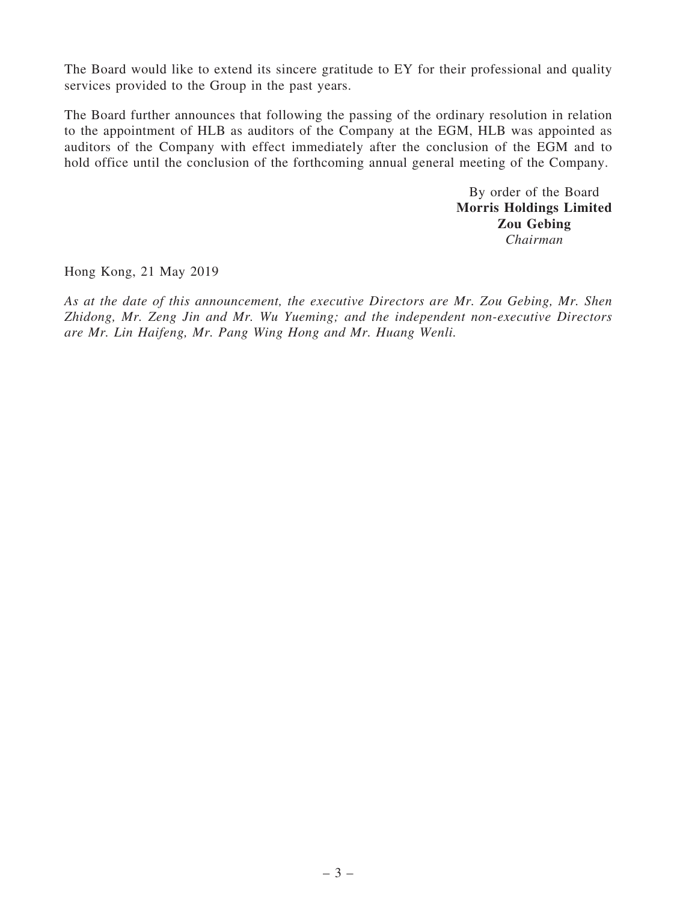The Board would like to extend its sincere gratitude to EY for their professional and quality services provided to the Group in the past years.

The Board further announces that following the passing of the ordinary resolution in relation to the appointment of HLB as auditors of the Company at the EGM, HLB was appointed as auditors of the Company with effect immediately after the conclusion of the EGM and to hold office until the conclusion of the forthcoming annual general meeting of the Company.

By order of the Board
**Morris Holdings Limited**
**Zou Gebing**
*Chairman*

Hong Kong, 21 May 2019

*As at the date of this announcement, the executive Directors are Mr. Zou Gebing, Mr. Shen Zhidong, Mr. Zeng Jin and Mr. Wu Yueming; and the independent non-executive Directors are Mr. Lin Haifeng, Mr. Pang Wing Hong and Mr. Huang Wenli.*